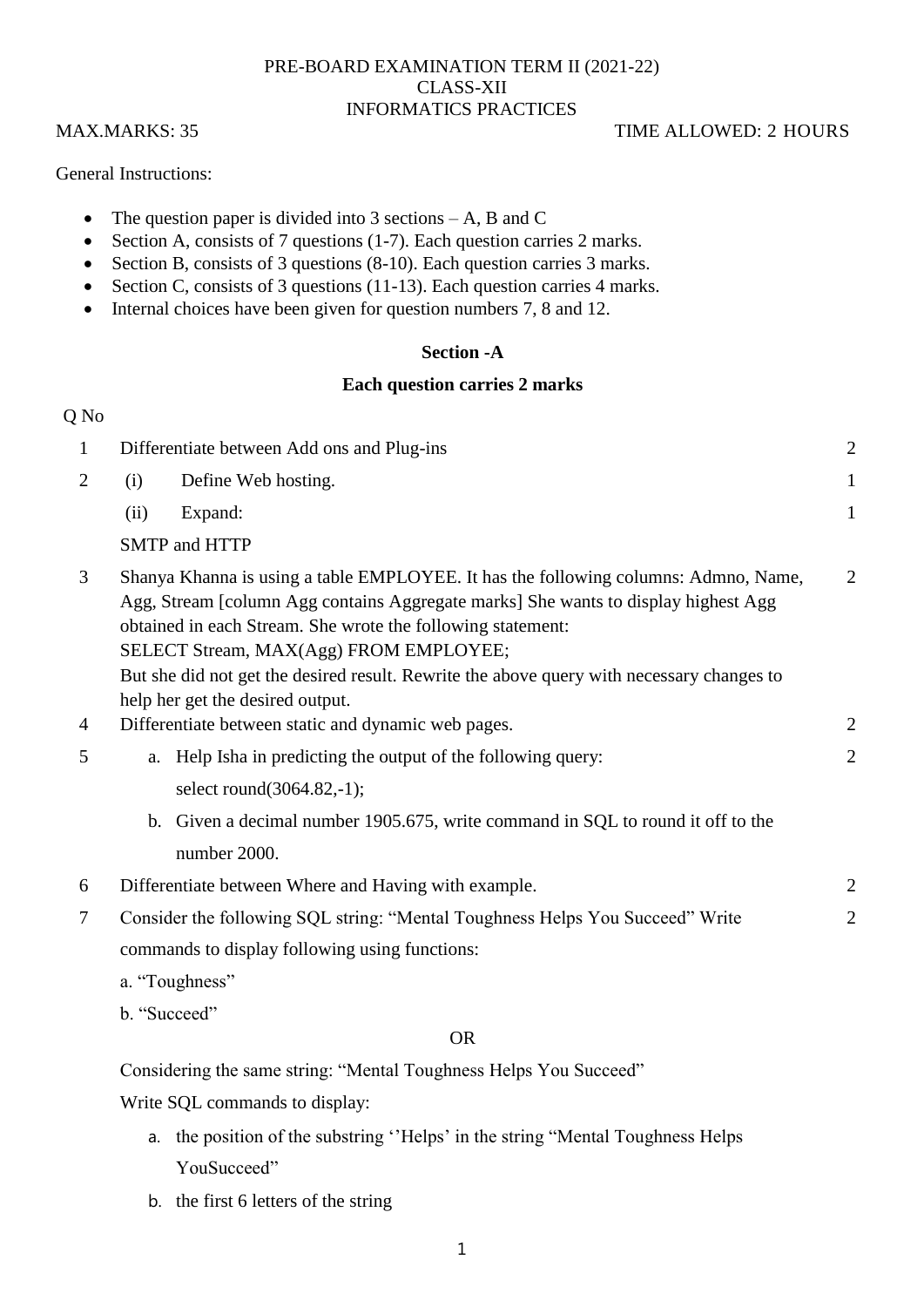PRE-BOARD EXAMINATION TERM II (2021-22)
CLASS-XII
INFORMATICS PRACTICES

MAX.MARKS: 35 TIME ALLOWED: 2 HOURS

General Instructions:

- The question paper is divided into 3 sections – A, B and C
- Section A, consists of 7 questions (1-7). Each question carries 2 marks.
- Section B, consists of 3 questions (8-10). Each question carries 3 marks.
- Section C, consists of 3 questions (11-13). Each question carries 4 marks.
- Internal choices have been given for question numbers 7, 8 and 12.

## Section -A

### Each question carries 2 marks

Q No

1. Differentiate between Add ons and Plug-ins **(2)**

2. (i) Define Web hosting. **(1)**

   (ii) Expand: **(1)**

   SMTP and HTTP

3. Shanya Khanna is using a table EMPLOYEE. It has the following columns: Admno, Name, Agg, Stream [column Agg contains Aggregate marks] She wants to display highest Agg obtained in each Stream. She wrote the following statement: **(2)**
   SELECT Stream, MAX(Agg) FROM EMPLOYEE;
   But she did not get the desired result. Rewrite the above query with necessary changes to help her get the desired output.

4. Differentiate between static and dynamic web pages. **(2)**

5. **(2)**
   a. Help Isha in predicting the output of the following query:
      select round(3064.82,-1);
   b. Given a decimal number 1905.675, write command in SQL to round it off to the number 2000.

6. Differentiate between Where and Having with example. **(2)**

7. Consider the following SQL string: "Mental Toughness Helps You Succeed" Write commands to display following using functions: **(2)**

   a. "Toughness"

   b. "Succeed"

   OR

   Considering the same string: "Mental Toughness Helps You Succeed"

   Write SQL commands to display:

   a. the position of the substring ''Helps' in the string "Mental Toughness Helps YouSucceed"
   b. the first 6 letters of the string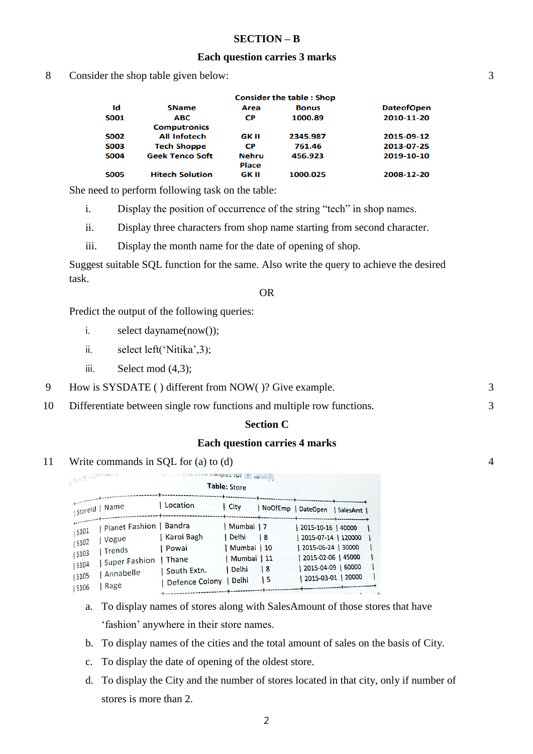## SECTION – B

### Each question carries 3 marks

8 Consider the shop table given below: 3

**Consider the table : Shop**

| Id | SName | Area | Bonus | DateofOpen |
|---|---|---|---|---|
| S001 | ABC Computronics | CP | 1000.89 | 2010-11-20 |
| S002 | All Infotech | GK II | 2345.987 | 2015-09-12 |
| S003 | Tech Shoppe | CP | 761.46 | 2013-07-25 |
| S004 | Geek Tenco Soft | Nehru Place | 456.923 | 2019-10-10 |
| S005 | Hitech Solution | GK II | 1000.025 | 2008-12-20 |

She need to perform following task on the table:

i. Display the position of occurrence of the string "tech" in shop names.

ii. Display three characters from shop name starting from second character.

iii. Display the month name for the date of opening of shop.

Suggest suitable SQL function for the same. Also write the query to achieve the desired task.

OR

Predict the output of the following queries:

i. select dayname(now());

ii. select left('Nitika',3);

iii. Select mod (4,3);

9 How is SYSDATE ( ) different from NOW( )? Give example. 3

10 Differentiate between single row functions and multiple row functions. 3

## Section C

### Each question carries 4 marks

11 Write commands in SQL for (a) to (d) 4

**Table: Store**

| StoreId | Name | Location | City | NoOfEmp | DateOpen | SalesAmt |
|---|---|---|---|---|---|---|
| S101 | Planet Fashion | Bandra | Mumbai | 7 | 2015-10-16 | 40000 |
| S102 | Vogue | Karol Bagh | Delhi | 8 | 2015-07-14 | 120000 |
| S103 | Trends | Powai | Mumbai | 10 | 2015-06-24 | 30000 |
| S104 | Super Fashion | Thane | Mumbai | 11 | 2015-02-06 | 45000 |
| S105 | Annabelle | South Extn. | Delhi | 8 | 2015-04-09 | 60000 |
| S106 | Rage | Defence Colony | Delhi | 5 | 2015-03-01 | 20000 |

a. To display names of stores along with SalesAmount of those stores that have 'fashion' anywhere in their store names.

b. To display names of the cities and the total amount of sales on the basis of City.

c. To display the date of opening of the oldest store.

d. To display the City and the number of stores located in that city, only if number of stores is more than 2.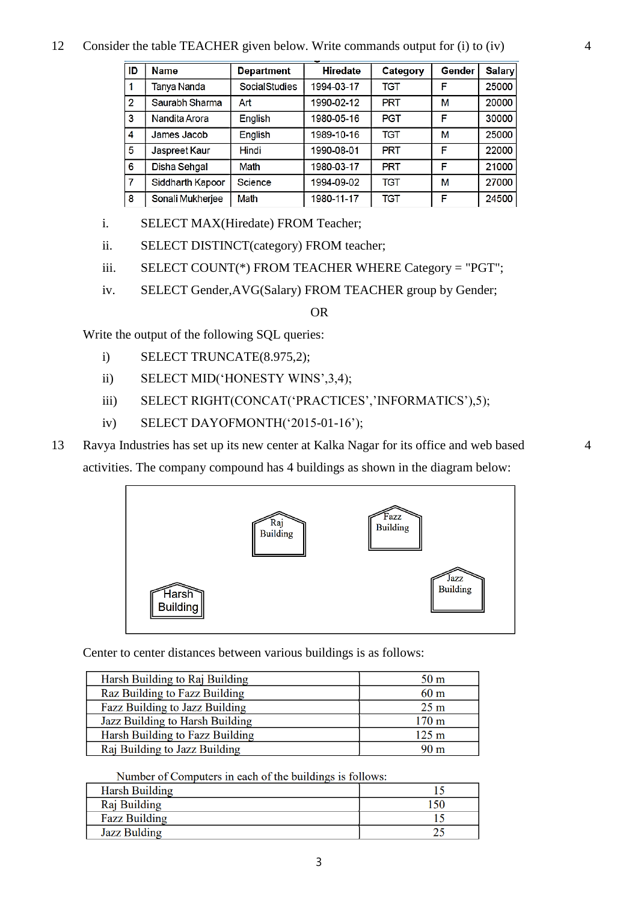12 Consider the table TEACHER given below. Write commands output for (i) to (iv) 4

| ID | Name | Department | Hiredate | Category | Gender | Salary |
|---|---|---|---|---|---|---|
| 1 | Tanya Nanda | SocialStudies | 1994-03-17 | TGT | F | 25000 |
| 2 | Saurabh Sharma | Art | 1990-02-12 | PRT | M | 20000 |
| 3 | Nandita Arora | English | 1980-05-16 | PGT | F | 30000 |
| 4 | James Jacob | English | 1989-10-16 | TGT | M | 25000 |
| 5 | Jaspreet Kaur | Hindi | 1990-08-01 | PRT | F | 22000 |
| 6 | Disha Sehgal | Math | 1980-03-17 | PRT | F | 21000 |
| 7 | Siddharth Kapoor | Science | 1994-09-02 | TGT | M | 27000 |
| 8 | Sonali Mukherjee | Math | 1980-11-17 | TGT | F | 24500 |

i. SELECT MAX(Hiredate) FROM Teacher;

ii. SELECT DISTINCT(category) FROM teacher;

iii. SELECT COUNT(*) FROM TEACHER WHERE Category = "PGT";

iv. SELECT Gender,AVG(Salary) FROM TEACHER group by Gender;

OR

Write the output of the following SQL queries:

i) SELECT TRUNCATE(8.975,2);

ii) SELECT MID('HONESTY WINS',3,4);

iii) SELECT RIGHT(CONCAT('PRACTICES','INFORMATICS'),5);

iv) SELECT DAYOFMONTH('2015-01-16');

13 Ravya Industries has set up its new center at Kalka Nagar for its office and web based activities. The company compound has 4 buildings as shown in the diagram below: 4

Raj Building, Fazz Building, Jazz Building, Harsh Building

Center to center distances between various buildings is as follows:

| | |
|---|---|
| Harsh Building to Raj Building | 50 m |
| Raz Building to Fazz Building | 60 m |
| Fazz Building to Jazz Building | 25 m |
| Jazz Building to Harsh Building | 170 m |
| Harsh Building to Fazz Building | 125 m |
| Raj Building to Jazz Building | 90 m |

Number of Computers in each of the buildings is follows:

| | |
|---|---|
| Harsh Building | 15 |
| Raj Building | 150 |
| Fazz Building | 15 |
| Jazz Bulding | 25 |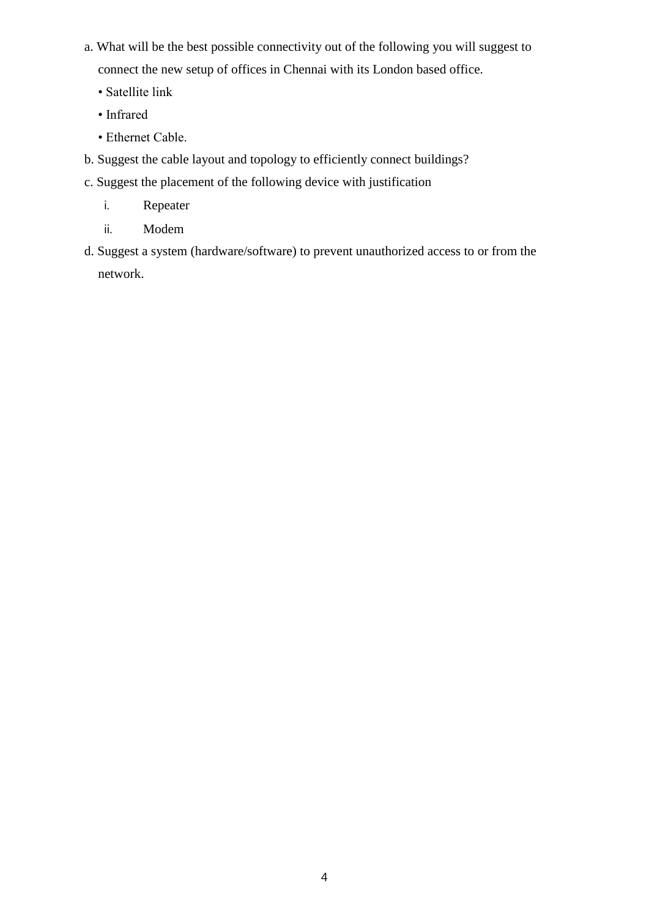a. What will be the best possible connectivity out of the following you will suggest to connect the new setup of offices in Chennai with its London based office.

- Satellite link
- Infrared
- Ethernet Cable.

b. Suggest the cable layout and topology to efficiently connect buildings?

c. Suggest the placement of the following device with justification

   i. Repeater

   ii. Modem

d. Suggest a system (hardware/software) to prevent unauthorized access to or from the network.